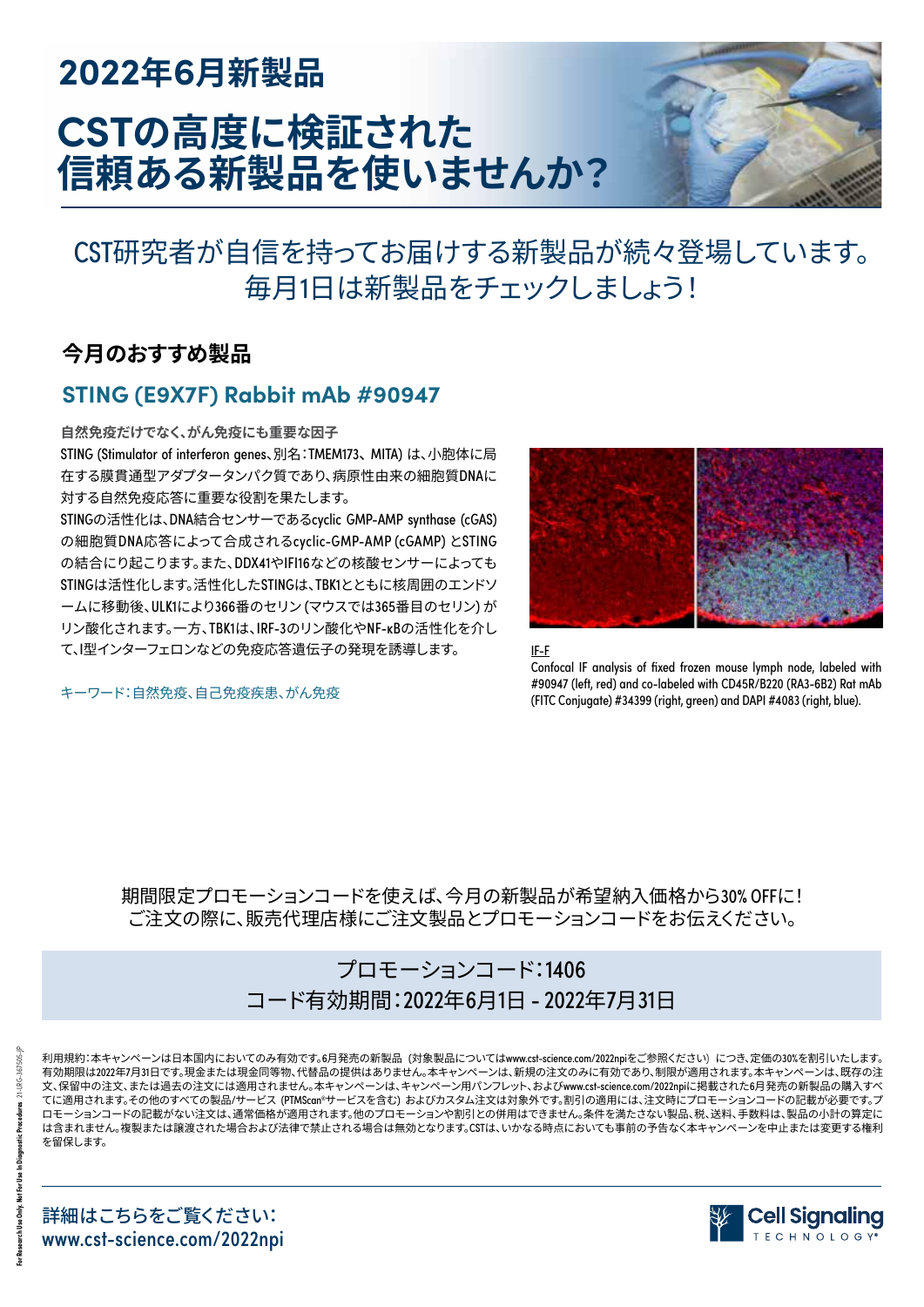# 2022年6月新製品

# CSTの高度に検証された信頼ある新製品を使いませんか？

CST研究者が自信を持ってお届けする新製品が続々登場しています。
毎月1日は新製品をチェックしましょう！

## 今月のおすすめ製品

### STING (E9X7F) Rabbit mAb #90947

**自然免疫だけでなく、がん免疫にも重要な因子**

STING (Stimulator of interferon genes、別名：TMEM173、MITA) は、小胞体に局在する膜貫通型アダプタータンパク質であり、病原性由来の細胞質DNAに対する自然免疫応答に重要な役割を果たします。

STINGの活性化は、DNA結合センサーであるcyclic GMP-AMP synthase (cGAS) の細胞質DNA応答によって合成されるcyclic-GMP-AMP (cGAMP) とSTINGの結合により起こります。また、DDX41やIFI16などの核酸センサーによってもSTINGは活性化します。活性化したSTINGは、TBK1とともに核周囲のエンドソームに移動後、ULK1により366番のセリン (マウスでは365番目のセリン) がリン酸化されます。一方、TBK1は、IRF-3のリン酸化やNF-κBの活性化を介して、I型インターフェロンなどの免疫応答遺伝子の発現を誘導します。

キーワード：自然免疫、自己免疫疾患、がん免疫

IF-F
Confocal IF analysis of fixed frozen mouse lymph node, labeled with #90947 (left, red) and co-labeled with CD45R/B220 (RA3-6B2) Rat mAb (FITC Conjugate) #34399 (right, green) and DAPI #4083 (right, blue).

期間限定プロモーションコードを使えば、今月の新製品が希望納入価格から30% OFFに！
ご注文の際に、販売代理店様にご注文製品とプロモーションコードをお伝えください。

**プロモーションコード：1406**
**コード有効期間：2022年6月1日 - 2022年7月31日**

利用規約：本キャンペーンは日本国内においてのみ有効です。6月発売の新製品（対象製品についてはwww.cst-science.com/2022npiをご参照ください）につき、定価の30%を割引いたします。有効期限は2022年7月31日です。現金または現金同等物、代替品の提供はありません。本キャンペーンは、新規の注文のみに有効であり、制限が適用されます。本キャンペーンは、既存の注文、保留中の注文、または過去の注文には適用されません。本キャンペーンは、キャンペーン用パンフレット、およびwww.cst-science.com/2022npiに掲載された6月発売の新製品の購入すべてに適用されます。その他のすべての製品/サービス（PTMScan®サービスを含む）およびカスタム注文は対象外です。割引の適用には、注文時にプロモーションコードの記載が必要です。プロモーションコードの記載がない注文は、通常価格が適用されます。他のプロモーションや割引との併用はできません。条件を満たさない製品、税、送料、手数料は、製品の小計の算定には含まれません。複製または譲渡された場合および法律で禁止される場合は無効となります。CSTは、いかなる時点においても事前の予告なく本キャンペーンを中止または変更する権利を留保します。

詳細はこちらをご覧ください：
www.cst-science.com/2022npi

Cell Signaling TECHNOLOGY®

For Research Use Only. Not For Use In Diagnostic Procedures. 21-LRG-36705-JP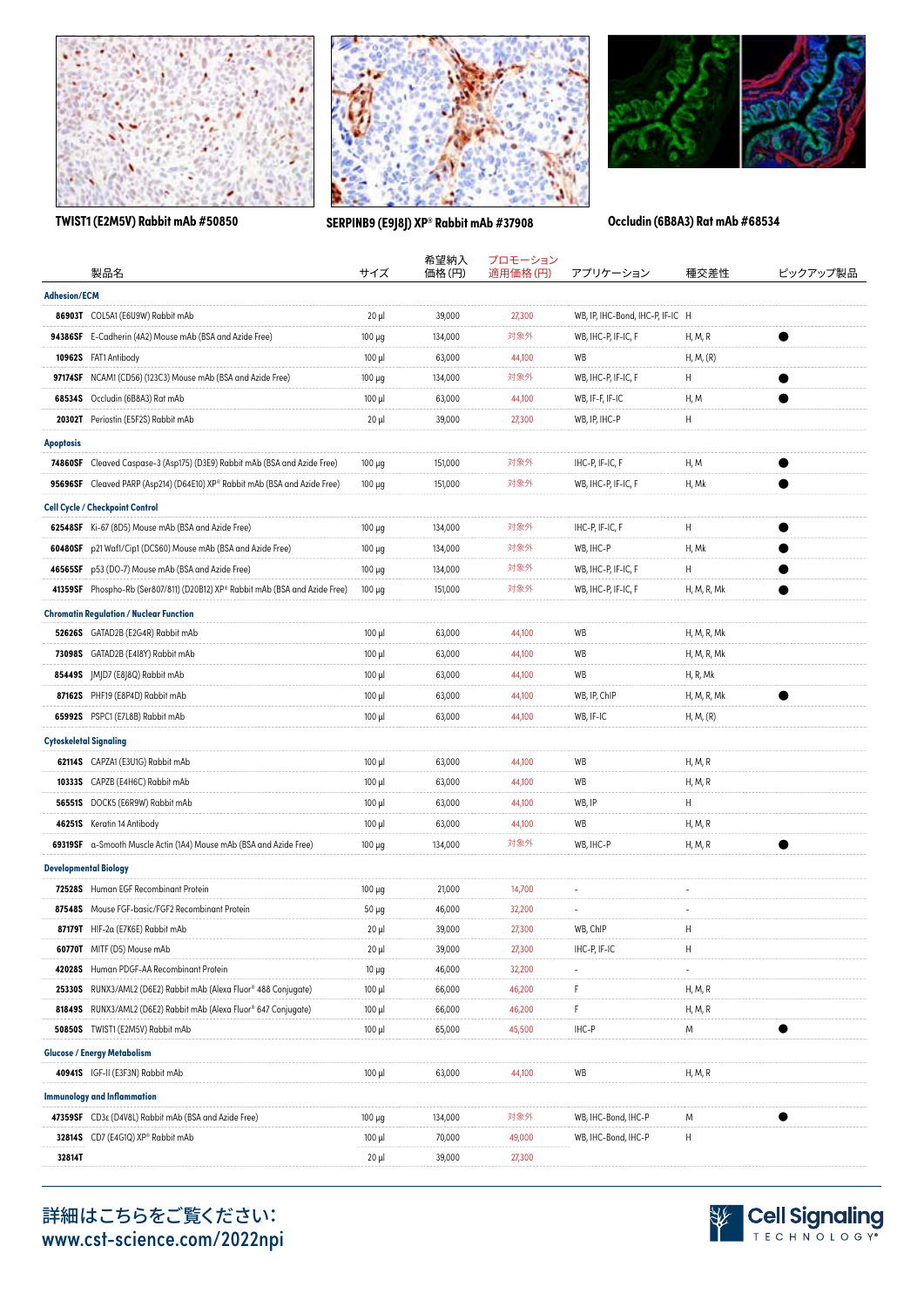TWIST1 (E2M5V) Rabbit mAb #50850

SERPINB9 (E9J8J) XP® Rabbit mAb #37908

Occludin (6B8A3) Rat mAb #68534

| | 製品名 | サイズ | 希望納入価格 (円) | プロモーション適用価格 (円) | アプリケーション | 種交差性 | ピックアップ製品 |
|---|---|---|---|---|---|---|---|
| **Adhesion/ECM** | | | | | | | |
| **86903T** | COL5A1 (E6U9W) Rabbit mAb | 20 µl | 39,000 | 27,300 | WB, IP, IHC-Bond, IHC-P, IF-IC | H | |
| **94386SF** | E-Cadherin (4A2) Mouse mAb (BSA and Azide Free) | 100 µg | 134,000 | 対象外 | WB, IHC-P, IF-IC, F | H, M, R | ● |
| **10962S** | FAT1 Antibody | 100 µl | 63,000 | 44,100 | WB | H, M, (R) | |
| **97174SF** | NCAM1 (CD56) (123C3) Mouse mAb (BSA and Azide Free) | 100 µg | 134,000 | 対象外 | WB, IHC-P, IF-IC, F | H | ● |
| **68534S** | Occludin (6B8A3) Rat mAb | 100 µl | 63,000 | 44,100 | WB, IF-F, IF-IC | H, M | ● |
| **20302T** | Periostin (E5F2S) Rabbit mAb | 20 µl | 39,000 | 27,300 | WB, IP, IHC-P | H | |
| **Apoptosis** | | | | | | | |
| **74860SF** | Cleaved Caspase-3 (Asp175) (D3E9) Rabbit mAb (BSA and Azide Free) | 100 µg | 151,000 | 対象外 | IHC-P, IF-IC, F | H, M | ● |
| **95696SF** | Cleaved PARP (Asp214) (D64E10) XP® Rabbit mAb (BSA and Azide Free) | 100 µg | 151,000 | 対象外 | WB, IHC-P, IF-IC, F | H, Mk | ● |
| **Cell Cycle / Checkpoint Control** | | | | | | | |
| **62548SF** | Ki-67 (8D5) Mouse mAb (BSA and Azide Free) | 100 µg | 134,000 | 対象外 | IHC-P, IF-IC, F | H | ● |
| **60480SF** | p21 Waf1/Cip1 (DCS60) Mouse mAb (BSA and Azide Free) | 100 µg | 134,000 | 対象外 | WB, IHC-P | H, Mk | ● |
| **46565SF** | p53 (DO-7) Mouse mAb (BSA and Azide Free) | 100 µg | 134,000 | 対象外 | WB, IHC-P, IF-IC, F | H | ● |
| **41359SF** | Phospho-Rb (Ser807/811) (D20B12) XP® Rabbit mAb (BSA and Azide Free) | 100 µg | 151,000 | 対象外 | WB, IHC-P, IF-IC, F | H, M, R, Mk | ● |
| **Chromatin Regulation / Nuclear Function** | | | | | | | |
| **52626S** | GATAD2B (E2G4R) Rabbit mAb | 100 µl | 63,000 | 44,100 | WB | H, M, R, Mk | |
| **73098S** | GATAD2B (E4I8Y) Rabbit mAb | 100 µl | 63,000 | 44,100 | WB | H, M, R, Mk | |
| **85449S** | JMJD7 (E8J8Q) Rabbit mAb | 100 µl | 63,000 | 44,100 | WB | H, R, Mk | |
| **87162S** | PHF19 (E8P4D) Rabbit mAb | 100 µl | 63,000 | 44,100 | WB, IP, ChIP | H, M, R, Mk | ● |
| **65992S** | PSPC1 (E7L8B) Rabbit mAb | 100 µl | 63,000 | 44,100 | WB, IF-IC | H, M, (R) | |
| **Cytoskeletal Signaling** | | | | | | | |
| **62114S** | CAPZA1 (E3U1G) Rabbit mAb | 100 µl | 63,000 | 44,100 | WB | H, M, R | |
| **10333S** | CAPZB (E4H6C) Rabbit mAb | 100 µl | 63,000 | 44,100 | WB | H, M, R | |
| **56551S** | DOCK5 (E6R9W) Rabbit mAb | 100 µl | 63,000 | 44,100 | WB, IP | H | |
| **46251S** | Keratin 14 Antibody | 100 µl | 63,000 | 44,100 | WB | H, M, R | |
| **69319SF** | α-Smooth Muscle Actin (1A4) Mouse mAb (BSA and Azide Free) | 100 µg | 134,000 | 対象外 | WB, IHC-P | H, M, R | ● |
| **Developmental Biology** | | | | | | | |
| **72528S** | Human EGF Recombinant Protein | 100 µg | 21,000 | 14,700 | - | - | |
| **87548S** | Mouse FGF-basic/FGF2 Recombinant Protein | 50 µg | 46,000 | 32,200 | - | - | |
| **87179T** | HIF-2α (E7K6E) Rabbit mAb | 20 µl | 39,000 | 27,300 | WB, ChIP | H | |
| **60770T** | MITF (D5) Mouse mAb | 20 µl | 39,000 | 27,300 | IHC-P, IF-IC | H | |
| **42028S** | Human PDGF-AA Recombinant Protein | 10 µg | 46,000 | 32,200 | - | - | |
| **25330S** | RUNX3/AML2 (D6E2) Rabbit mAb (Alexa Fluor® 488 Conjugate) | 100 µl | 66,000 | 46,200 | F | H, M, R | |
| **81849S** | RUNX3/AML2 (D6E2) Rabbit mAb (Alexa Fluor® 647 Conjugate) | 100 µl | 66,000 | 46,200 | F | H, M, R | |
| **50850S** | TWIST1 (E2M5V) Rabbit mAb | 100 µl | 65,000 | 45,500 | IHC-P | M | ● |
| **Glucose / Energy Metabolism** | | | | | | | |
| **40941S** | IGF-II (E3F3N) Rabbit mAb | 100 µl | 63,000 | 44,100 | WB | H, M, R | |
| **Immunology and Inflammation** | | | | | | | |
| **47359SF** | CD3ε (D4V8L) Rabbit mAb (BSA and Azide Free) | 100 µg | 134,000 | 対象外 | WB, IHC-Bond, IHC-P | M | ● |
| **32814S** | CD7 (E4G1Q) XP® Rabbit mAb | 100 µl | 70,000 | 49,000 | WB, IHC-Bond, IHC-P | H | |
| **32814T** | | 20 µl | 39,000 | 27,300 | | | |

詳細はこちらをご覧ください:
www.cst-science.com/2022npi

Cell Signaling TECHNOLOGY®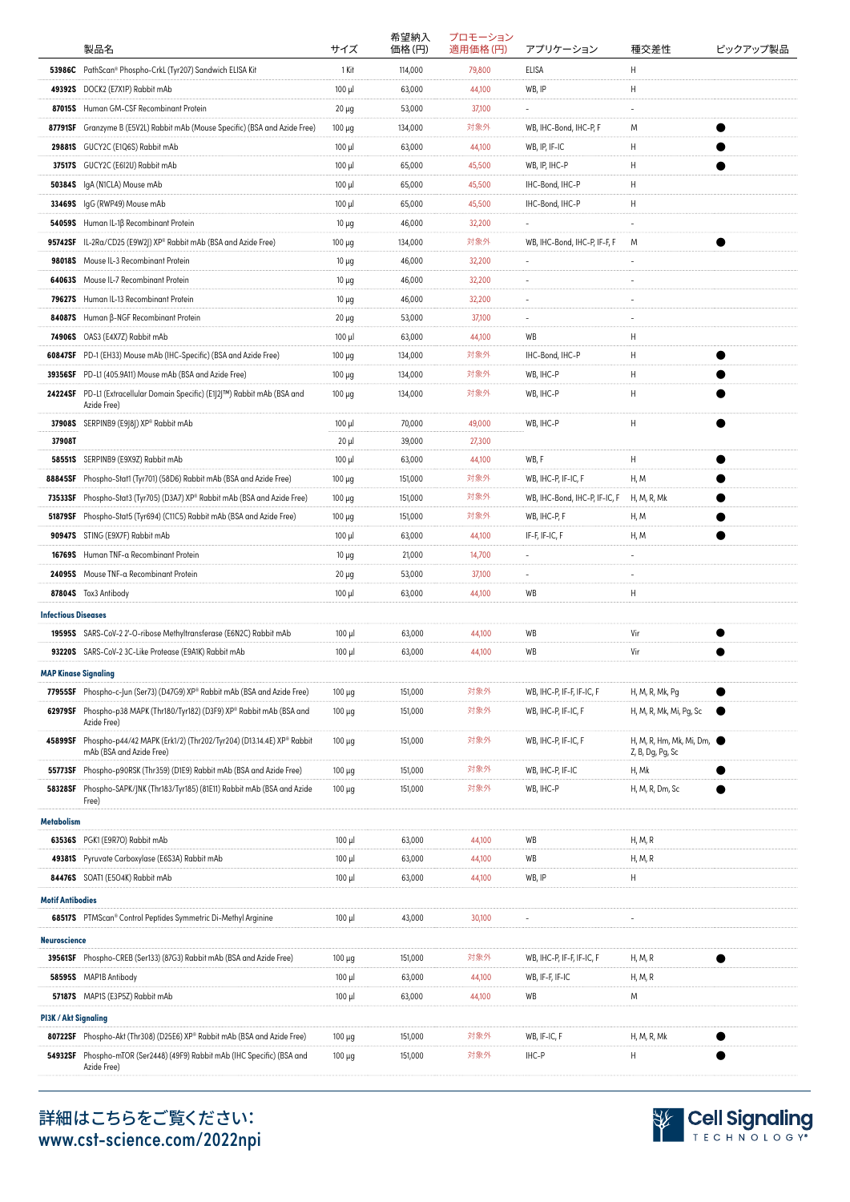| | 製品名 | サイズ | 希望納入価格 (円) | プロモーション適用価格 (円) | アプリケーション | 種交差性 | ピックアップ製品 |
|---|---|---|---|---|---|---|---|
| 53986C | PathScan® Phospho-CrkL (Tyr207) Sandwich ELISA Kit | 1 Kit | 114,000 | 79,800 | ELISA | H | |
| 49392S | DOCK2 (E7X1P) Rabbit mAb | 100 µl | 63,000 | 44,100 | WB, IP | H | |
| 87015S | Human GM-CSF Recombinant Protein | 20 µg | 53,000 | 37,100 | - | - | |
| 87791SF | Granzyme B (E5V2L) Rabbit mAb (Mouse Specific) (BSA and Azide Free) | 100 µg | 134,000 | 対象外 | WB, IHC-Bond, IHC-P, F | M | ● |
| 29881S | GUCY2C (E1Q6S) Rabbit mAb | 100 µl | 63,000 | 44,100 | WB, IP, IF-IC | H | ● |
| 37517S | GUCY2C (E6I2U) Rabbit mAb | 100 µl | 65,000 | 45,500 | WB, IP, IHC-P | H | ● |
| 50384S | IgA (N1CLA) Mouse mAb | 100 µl | 65,000 | 45,500 | IHC-Bond, IHC-P | H | |
| 33469S | IgG (RWP49) Mouse mAb | 100 µl | 65,000 | 45,500 | IHC-Bond, IHC-P | H | |
| 54059S | Human IL-1β Recombinant Protein | 10 µg | 46,000 | 32,200 | - | - | |
| 95742SF | IL-2Rα/CD25 (E9W2J) XP® Rabbit mAb (BSA and Azide Free) | 100 µg | 134,000 | 対象外 | WB, IHC-Bond, IHC-P, IF-F, F | M | ● |
| 98018S | Mouse IL-3 Recombinant Protein | 10 µg | 46,000 | 32,200 | - | - | |
| 64063S | Mouse IL-7 Recombinant Protein | 10 µg | 46,000 | 32,200 | - | - | |
| 79627S | Human IL-13 Recombinant Protein | 10 µg | 46,000 | 32,200 | - | - | |
| 84087S | Human β-NGF Recombinant Protein | 20 µg | 53,000 | 37,100 | - | - | |
| 74906S | OAS3 (E4X7Z) Rabbit mAb | 100 µl | 63,000 | 44,100 | WB | H | |
| 60847SF | PD-1 (EH33) Mouse mAb (IHC-Specific) (BSA and Azide Free) | 100 µg | 134,000 | 対象外 | IHC-Bond, IHC-P | H | ● |
| 39356SF | PD-L1 (405.9A11) Mouse mAb (BSA and Azide Free) | 100 µg | 134,000 | 対象外 | WB, IHC-P | H | ● |
| 24224SF | PD-L1 (Extracellular Domain Specific) (E1J2J™) Rabbit mAb (BSA and Azide Free) | 100 µg | 134,000 | 対象外 | WB, IHC-P | H | ● |
| 37908S | SERPINB9 (E9J8J) XP® Rabbit mAb | 100 µl | 70,000 | 49,000 | WB, IHC-P | H | ● |
| 37908T | | 20 µl | 39,000 | 27,300 | | | |
| 58551S | SERPINB9 (E9X9Z) Rabbit mAb | 100 µl | 63,000 | 44,100 | WB, F | H | ● |
| 88845SF | Phospho-Stat1 (Tyr701) (58D6) Rabbit mAb (BSA and Azide Free) | 100 µg | 151,000 | 対象外 | WB, IHC-P, IF-IC, F | H, M | ● |
| 73533SF | Phospho-Stat3 (Tyr705) (D3A7) XP® Rabbit mAb (BSA and Azide Free) | 100 µg | 151,000 | 対象外 | WB, IHC-Bond, IHC-P, IF-IC, F | H, M, R, Mk | ● |
| 51879SF | Phospho-Stat5 (Tyr694) (C11C5) Rabbit mAb (BSA and Azide Free) | 100 µg | 151,000 | 対象外 | WB, IHC-P, F | H, M | ● |
| 90947S | STING (E9X7F) Rabbit mAb | 100 µl | 63,000 | 44,100 | IF-F, IF-IC, F | H, M | ● |
| 16769S | Human TNF-α Recombinant Protein | 10 µg | 21,000 | 14,700 | - | - | |
| 24095S | Mouse TNF-α Recombinant Protein | 20 µg | 53,000 | 37,100 | - | - | |
| 87804S | Tox3 Antibody | 100 µl | 63,000 | 44,100 | WB | H | |
| **Infectious Diseases** | | | | | | | |
| 19595S | SARS-CoV-2 2'-O-ribose Methyltransferase (E6N2C) Rabbit mAb | 100 µl | 63,000 | 44,100 | WB | Vir | ● |
| 93220S | SARS-CoV-2 3C-Like Protease (E9A1K) Rabbit mAb | 100 µl | 63,000 | 44,100 | WB | Vir | ● |
| **MAP Kinase Signaling** | | | | | | | |
| 77955SF | Phospho-c-Jun (Ser73) (D47G9) XP® Rabbit mAb (BSA and Azide Free) | 100 µg | 151,000 | 対象外 | WB, IHC-P, IF-F, IF-IC, F | H, M, R, Mk, Pg | ● |
| 62979SF | Phospho-p38 MAPK (Thr180/Tyr182) (D3F9) XP® Rabbit mAb (BSA and Azide Free) | 100 µg | 151,000 | 対象外 | WB, IHC-P, IF-IC, F | H, M, R, Mk, Mi, Pg, Sc | ● |
| 45899SF | Phospho-p44/42 MAPK (Erk1/2) (Thr202/Tyr204) (D13.14.4E) XP® Rabbit mAb (BSA and Azide Free) | 100 µg | 151,000 | 対象外 | WB, IHC-P, IF-IC, F | H, M, R, Hm, Mk, Mi, Dm, Z, B, Dg, Pg, Sc | ● |
| 55773SF | Phospho-p90RSK (Thr359) (D1E9) Rabbit mAb (BSA and Azide Free) | 100 µg | 151,000 | 対象外 | WB, IHC-P, IF-IC | H, Mk | ● |
| 58328SF | Phospho-SAPK/JNK (Thr183/Tyr185) (81E11) Rabbit mAb (BSA and Azide Free) | 100 µg | 151,000 | 対象外 | WB, IHC-P | H, M, R, Dm, Sc | ● |
| **Metabolism** | | | | | | | |
| 63536S | PGK1 (E9R7O) Rabbit mAb | 100 µl | 63,000 | 44,100 | WB | H, M, R | |
| 49381S | Pyruvate Carboxylase (E6S3A) Rabbit mAb | 100 µl | 63,000 | 44,100 | WB | H, M, R | |
| 84476S | SOAT1 (E5O4K) Rabbit mAb | 100 µl | 63,000 | 44,100 | WB, IP | H | |
| **Motif Antibodies** | | | | | | | |
| 68517S | PTMScan® Control Peptides Symmetric Di-Methyl Arginine | 100 µl | 43,000 | 30,100 | - | - | |
| **Neuroscience** | | | | | | | |
| 39561SF | Phospho-CREB (Ser133) (87G3) Rabbit mAb (BSA and Azide Free) | 100 µg | 151,000 | 対象外 | WB, IHC-P, IF-F, IF-IC, F | H, M, R | ● |
| 58595S | MAP1B Antibody | 100 µl | 63,000 | 44,100 | WB, IF-F, IF-IC | H, M, R | |
| 57187S | MAP1S (E3P5Z) Rabbit mAb | 100 µl | 63,000 | 44,100 | WB | M | |
| **PI3K / Akt Signaling** | | | | | | | |
| 80722SF | Phospho-Akt (Thr308) (D25E6) XP® Rabbit mAb (BSA and Azide Free) | 100 µg | 151,000 | 対象外 | WB, IF-IC, F | H, M, R, Mk | ● |
| 54932SF | Phospho-mTOR (Ser2448) (49F9) Rabbit mAb (IHC Specific) (BSA and Azide Free) | 100 µg | 151,000 | 対象外 | IHC-P | H | ● |

**詳細はこちらをご覧ください:**
**www.cst-science.com/2022npi**

Cell Signaling TECHNOLOGY®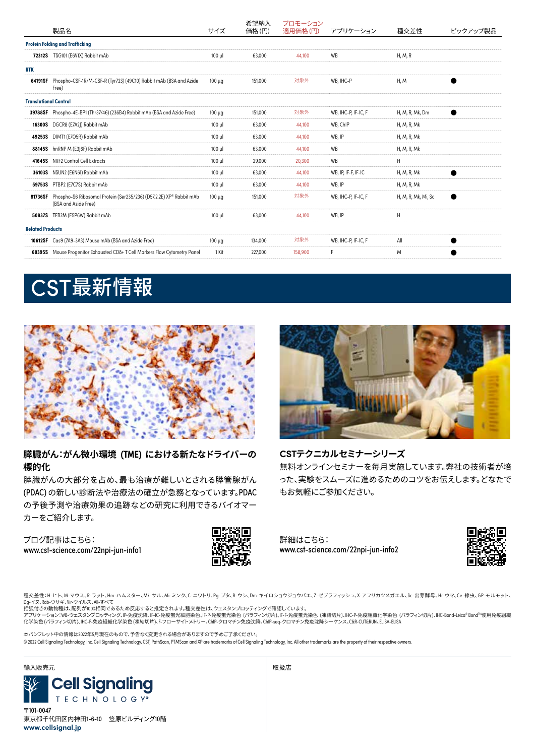| 製品名 | | サイズ | 希望納入価格 (円) | プロモーション適用価格 (円) | アプリケーション | 種交差性 | ピックアップ製品 |
|---|---|---|---|---|---|---|---|
| **Protein Folding and Trafficking** | | | | | | | |
| **72312S** | TSG101 (E6V1X) Rabbit mAb | 100 µl | 63,000 | 44,100 | WB | H, M, R | |
| **RTK** | | | | | | | |
| **64191SF** | Phospho-CSF-1R/M-CSF-R (Tyr723) (49C10) Rabbit mAb (BSA and Azide Free) | 100 µg | 151,000 | 対象外 | WB, IHC-P | H, M | ● |
| **Translational Control** | | | | | | | |
| **39788SF** | Phospho-4E-BP1 (Thr37/46) (236B4) Rabbit mAb (BSA and Azide Free) | 100 µg | 151,000 | 対象外 | WB, IHC-P, IF-IC, F | H, M, R, Mk, Dm | ● |
| **16300S** | DGCR8 (E7A2J) Rabbit mAb | 100 µl | 63,000 | 44,100 | WB, ChIP | H, M, R, Mk | |
| **49253S** | DIMT1 (E7O5R) Rabbit mAb | 100 µl | 63,000 | 44,100 | WB, IP | H, M, R, Mk | |
| **88145S** | hnRNP M (E3J6F) Rabbit mAb | 100 µl | 63,000 | 44,100 | WB | H, M, R, Mk | |
| **41645S** | NRF2 Control Cell Extracts | 100 µl | 29,000 | 20,300 | WB | H | |
| **36103S** | NSUN2 (E6N6I) Rabbit mAb | 100 µl | 63,000 | 44,100 | WB, IP, IF-F, IF-IC | H, M, R, Mk | ● |
| **59753S** | PTBP2 (E7C7S) Rabbit mAb | 100 µl | 63,000 | 44,100 | WB, IP | H, M, R, Mk | |
| **81736SF** | Phospho-S6 Ribosomal Protein (Ser235/236) (D57.2.2E) XP® Rabbit mAb (BSA and Azide Free) | 100 µg | 151,000 | 対象外 | WB, IHC-P, IF-IC, F | H, M, R, Mk, Mi, Sc | ● |
| **50837S** | TFB2M (E5P6W) Rabbit mAb | 100 µl | 63,000 | 44,100 | WB, IP | H | |
| **Related Products** | | | | | | | |
| **10612SF** | Cas9 (7A9-3A3) Mouse mAb (BSA and Azide Free) | 100 µg | 134,000 | 対象外 | WB, IHC-P, IF-IC, F | All | ● |
| **60395S** | Mouse Progenitor Exhausted CD8+ T Cell Markers Flow Cytometry Panel | 1 Kit | 227,000 | 158,900 | F | M | ● |

# CST最新情報

### 膵臓がん：がん微小環境 (TME) における新たなドライバーの標的化

膵臓がんの大部分を占め、最も治療が難しいとされる膵管腺がん (PDAC) の新しい診断法や治療法の確立が急務となっています。PDACの予後予測や治療効果の追跡などの研究に利用できるバイオマーカーをご紹介します。

ブログ記事はこちら：
www.cst-science.com/22npi-jun-info1

### CSTテクニカルセミナーシリーズ

無料オンラインセミナーを毎月実施しています。弊社の技術者が培った、実験をスムーズに進めるためのコツをお伝えします。どなたでもお気軽にご参加ください。

詳細はこちら：
www.cst-science.com/22npi-jun-info2

種交差性：H-ヒト、M-マウス、R-ラット、Hm-ハムスター、Mk-サル、Mi-ミンク、C-ニワトリ、Pg-ブタ、B-ウシ、Dm-キイロショウジョウバエ、Z-ゼブラフィッシュ、X-アフリカツメガエル、Sc-出芽酵母、Hr-ウマ、Ce-線虫、GP-モルモット、Dg-イヌ、Rab-ウサギ、Vir-ウイルス、All-すべて
括弧付きの動物種は、配列が100%相同であるため反応すると推定されます。種交差性は、ウェスタンブロッティングで確認しています。
アプリケーション：WB-ウェスタンブロッティング、IP-免疫沈降、IF-IC-免疫蛍光細胞染色、IF-P-免疫蛍光染色（パラフィン切片）、IF-F-免疫蛍光染色（凍結切片）、IHC-P-免疫組織化学染色（パラフィン切片）、IHC-Bond-Leica® Bond™使用免疫組織化学染色（パラフィン切片）、IHC-F-免疫組織化学染色（凍結切片）、F-フローサイトメトリー、ChIP-クロマチン免疫沈降、ChIP-seq-クロマチン免疫沈降シーケンス、C&R-CUT&RUN、ELISA-ELISA

本パンフレット中の情報は2022年5月現在のもので、予告なく変更される場合がありますので予めご了承ください。
© 2022 Cell Signaling Technology, Inc. Cell Signaling Technology, CST, PathScan, PTMScan and XP are trademarks of Cell Signaling Technology, Inc. All other trademarks are the property of their respective owners.

輸入販売元

Cell Signaling TECHNOLOGY®

〒101-0047
東京都千代田区内神田1-6-10　笠原ビルディング10階
**www.cellsignal.jp**

取扱店